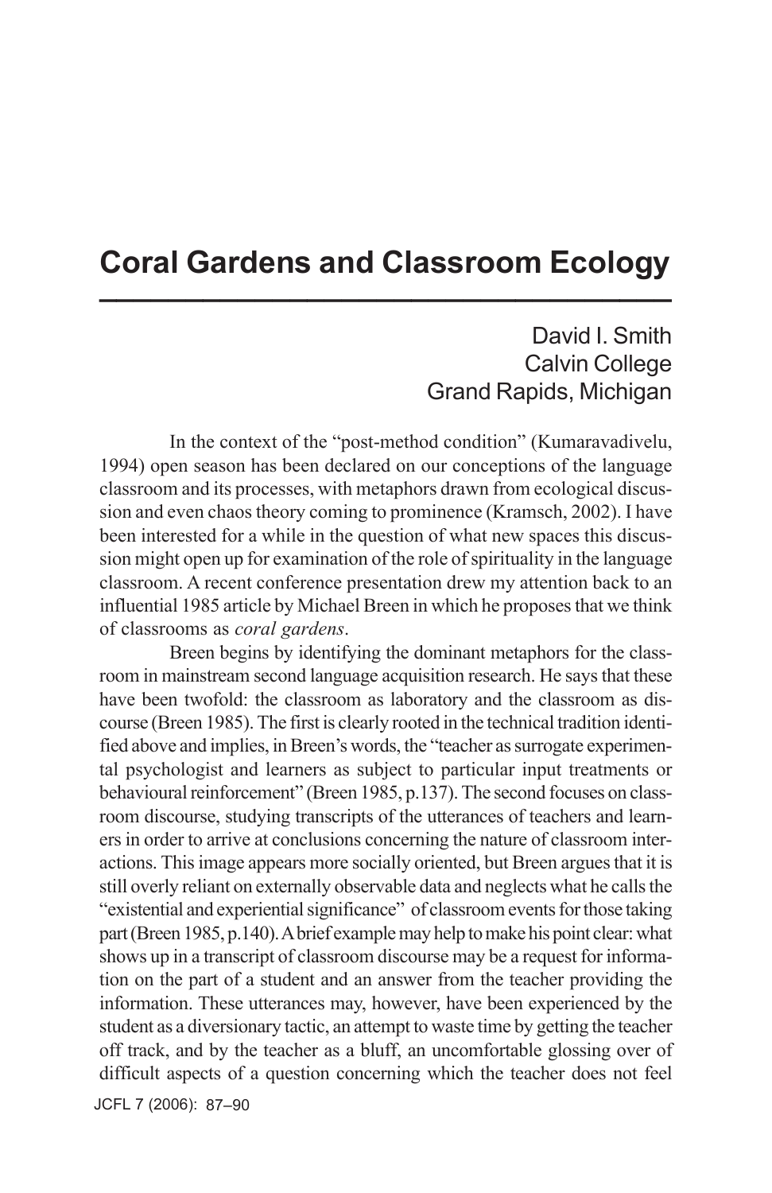# Coral Gardens and Classroom Ecology

David I. Smith
Calvin College
Grand Rapids, Michigan

In the context of the "post-method condition" (Kumaravadivelu, 1994) open season has been declared on our conceptions of the language classroom and its processes, with metaphors drawn from ecological discussion and even chaos theory coming to prominence (Kramsch, 2002). I have been interested for a while in the question of what new spaces this discussion might open up for examination of the role of spirituality in the language classroom. A recent conference presentation drew my attention back to an influential 1985 article by Michael Breen in which he proposes that we think of classrooms as *coral gardens*.

Breen begins by identifying the dominant metaphors for the classroom in mainstream second language acquisition research. He says that these have been twofold: the classroom as laboratory and the classroom as discourse (Breen 1985). The first is clearly rooted in the technical tradition identified above and implies, in Breen's words, the "teacher as surrogate experimental psychologist and learners as subject to particular input treatments or behavioural reinforcement" (Breen 1985, p.137). The second focuses on classroom discourse, studying transcripts of the utterances of teachers and learners in order to arrive at conclusions concerning the nature of classroom interactions. This image appears more socially oriented, but Breen argues that it is still overly reliant on externally observable data and neglects what he calls the "existential and experiential significance" of classroom events for those taking part (Breen 1985, p.140). A brief example may help to make his point clear: what shows up in a transcript of classroom discourse may be a request for information on the part of a student and an answer from the teacher providing the information. These utterances may, however, have been experienced by the student as a diversionary tactic, an attempt to waste time by getting the teacher off track, and by the teacher as a bluff, an uncomfortable glossing over of difficult aspects of a question concerning which the teacher does not feel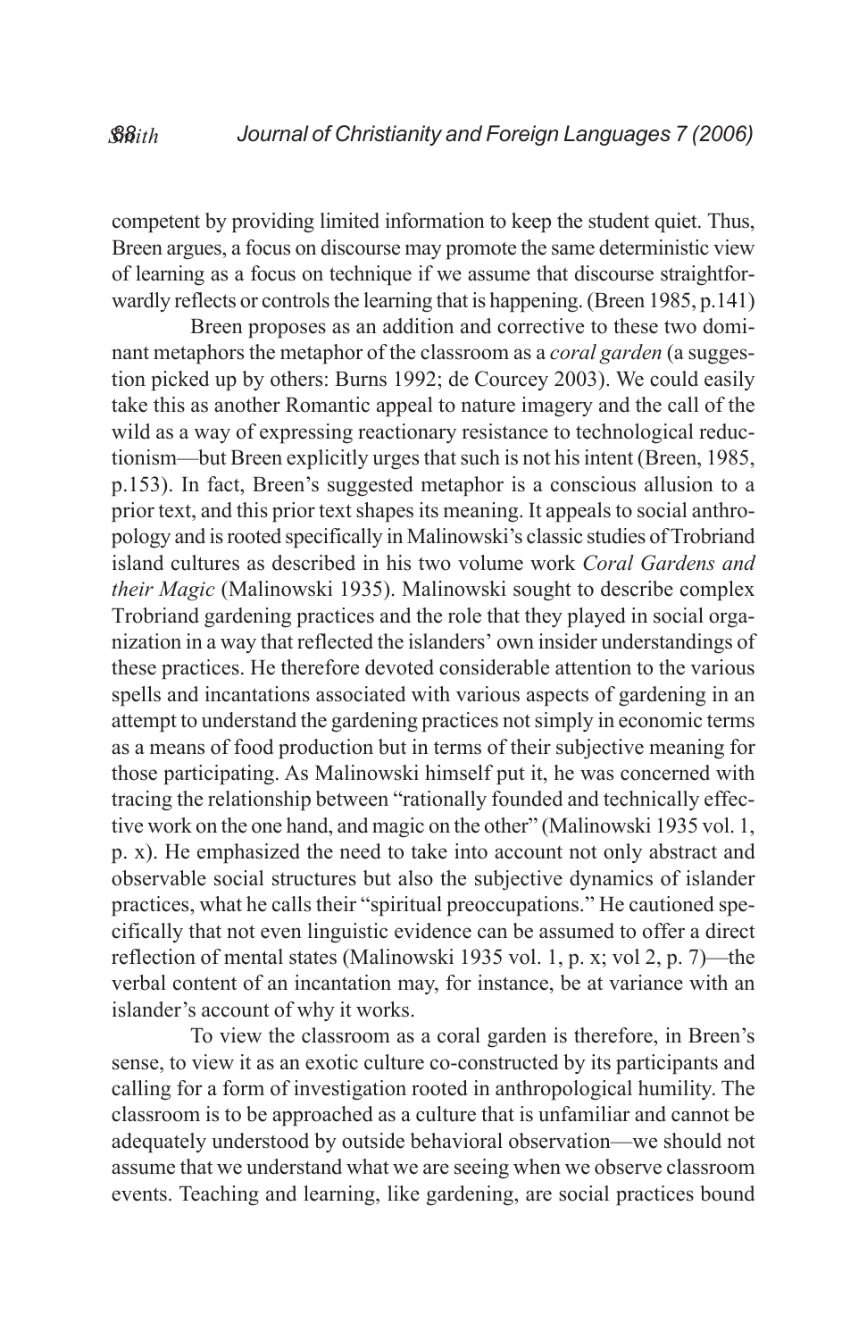competent by providing limited information to keep the student quiet. Thus, Breen argues, a focus on discourse may promote the same deterministic view of learning as a focus on technique if we assume that discourse straightforwardly reflects or controls the learning that is happening. (Breen 1985, p.141)

Breen proposes as an addition and corrective to these two dominant metaphors the metaphor of the classroom as a *coral garden* (a suggestion picked up by others: Burns 1992; de Courcey 2003). We could easily take this as another Romantic appeal to nature imagery and the call of the wild as a way of expressing reactionary resistance to technological reductionism—but Breen explicitly urges that such is not his intent (Breen, 1985, p.153). In fact, Breen's suggested metaphor is a conscious allusion to a prior text, and this prior text shapes its meaning. It appeals to social anthropology and is rooted specifically in Malinowski's classic studies of Trobriand island cultures as described in his two volume work *Coral Gardens and their Magic* (Malinowski 1935). Malinowski sought to describe complex Trobriand gardening practices and the role that they played in social organization in a way that reflected the islanders' own insider understandings of these practices. He therefore devoted considerable attention to the various spells and incantations associated with various aspects of gardening in an attempt to understand the gardening practices not simply in economic terms as a means of food production but in terms of their subjective meaning for those participating. As Malinowski himself put it, he was concerned with tracing the relationship between "rationally founded and technically effective work on the one hand, and magic on the other" (Malinowski 1935 vol. 1, p. x). He emphasized the need to take into account not only abstract and observable social structures but also the subjective dynamics of islander practices, what he calls their "spiritual preoccupations." He cautioned specifically that not even linguistic evidence can be assumed to offer a direct reflection of mental states (Malinowski 1935 vol. 1, p. x; vol 2, p. 7)—the verbal content of an incantation may, for instance, be at variance with an islander's account of why it works.

To view the classroom as a coral garden is therefore, in Breen's sense, to view it as an exotic culture co-constructed by its participants and calling for a form of investigation rooted in anthropological humility. The classroom is to be approached as a culture that is unfamiliar and cannot be adequately understood by outside behavioral observation—we should not assume that we understand what we are seeing when we observe classroom events. Teaching and learning, like gardening, are social practices bound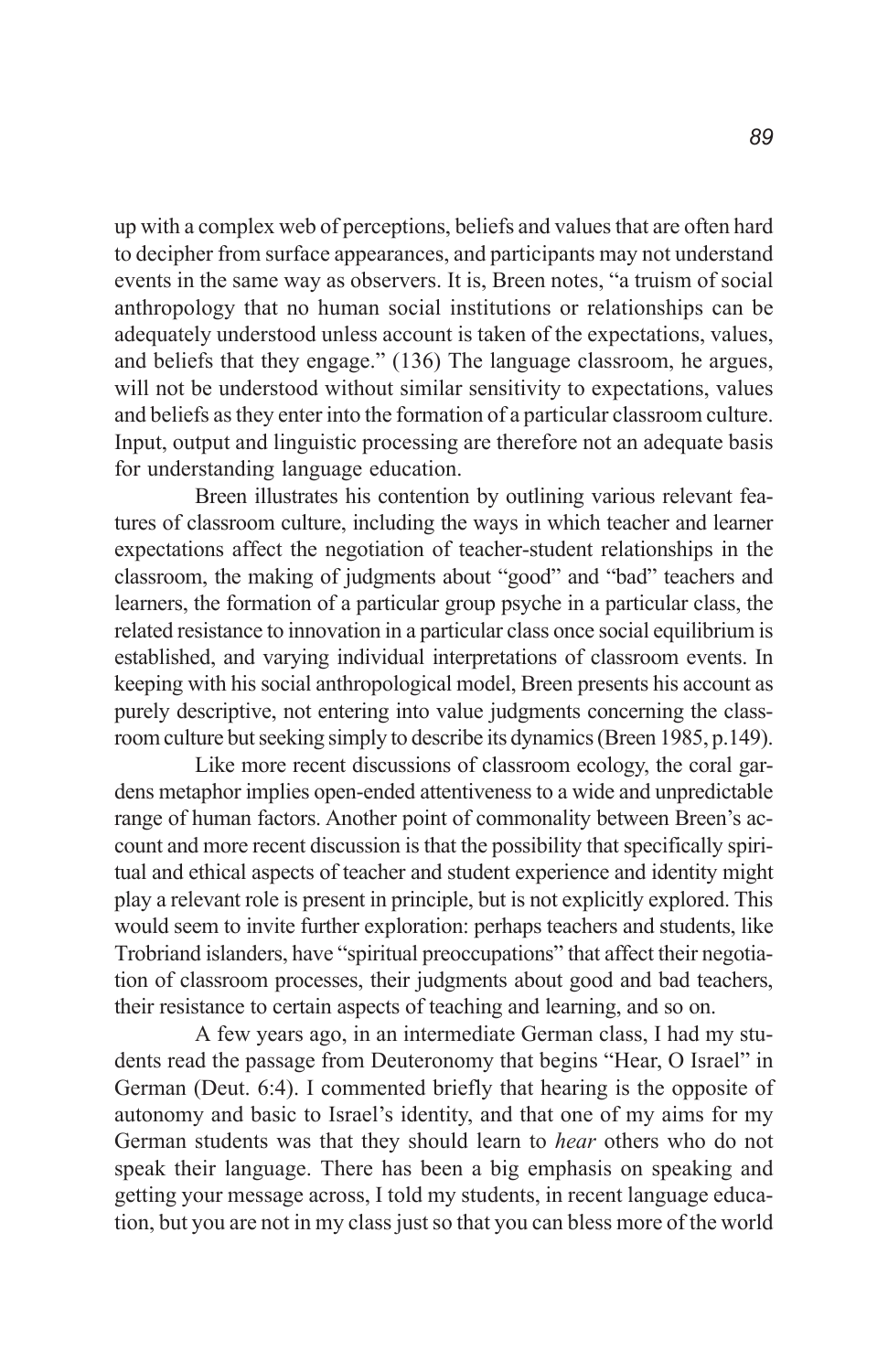up with a complex web of perceptions, beliefs and values that are often hard to decipher from surface appearances, and participants may not understand events in the same way as observers. It is, Breen notes, "a truism of social anthropology that no human social institutions or relationships can be adequately understood unless account is taken of the expectations, values, and beliefs that they engage." (136) The language classroom, he argues, will not be understood without similar sensitivity to expectations, values and beliefs as they enter into the formation of a particular classroom culture. Input, output and linguistic processing are therefore not an adequate basis for understanding language education.

Breen illustrates his contention by outlining various relevant features of classroom culture, including the ways in which teacher and learner expectations affect the negotiation of teacher-student relationships in the classroom, the making of judgments about "good" and "bad" teachers and learners, the formation of a particular group psyche in a particular class, the related resistance to innovation in a particular class once social equilibrium is established, and varying individual interpretations of classroom events. In keeping with his social anthropological model, Breen presents his account as purely descriptive, not entering into value judgments concerning the classroom culture but seeking simply to describe its dynamics (Breen 1985, p.149).

Like more recent discussions of classroom ecology, the coral gardens metaphor implies open-ended attentiveness to a wide and unpredictable range of human factors. Another point of commonality between Breen's account and more recent discussion is that the possibility that specifically spiritual and ethical aspects of teacher and student experience and identity might play a relevant role is present in principle, but is not explicitly explored. This would seem to invite further exploration: perhaps teachers and students, like Trobriand islanders, have "spiritual preoccupations" that affect their negotiation of classroom processes, their judgments about good and bad teachers, their resistance to certain aspects of teaching and learning, and so on.

A few years ago, in an intermediate German class, I had my students read the passage from Deuteronomy that begins "Hear, O Israel" in German (Deut. 6:4). I commented briefly that hearing is the opposite of autonomy and basic to Israel's identity, and that one of my aims for my German students was that they should learn to *hear* others who do not speak their language. There has been a big emphasis on speaking and getting your message across, I told my students, in recent language education, but you are not in my class just so that you can bless more of the world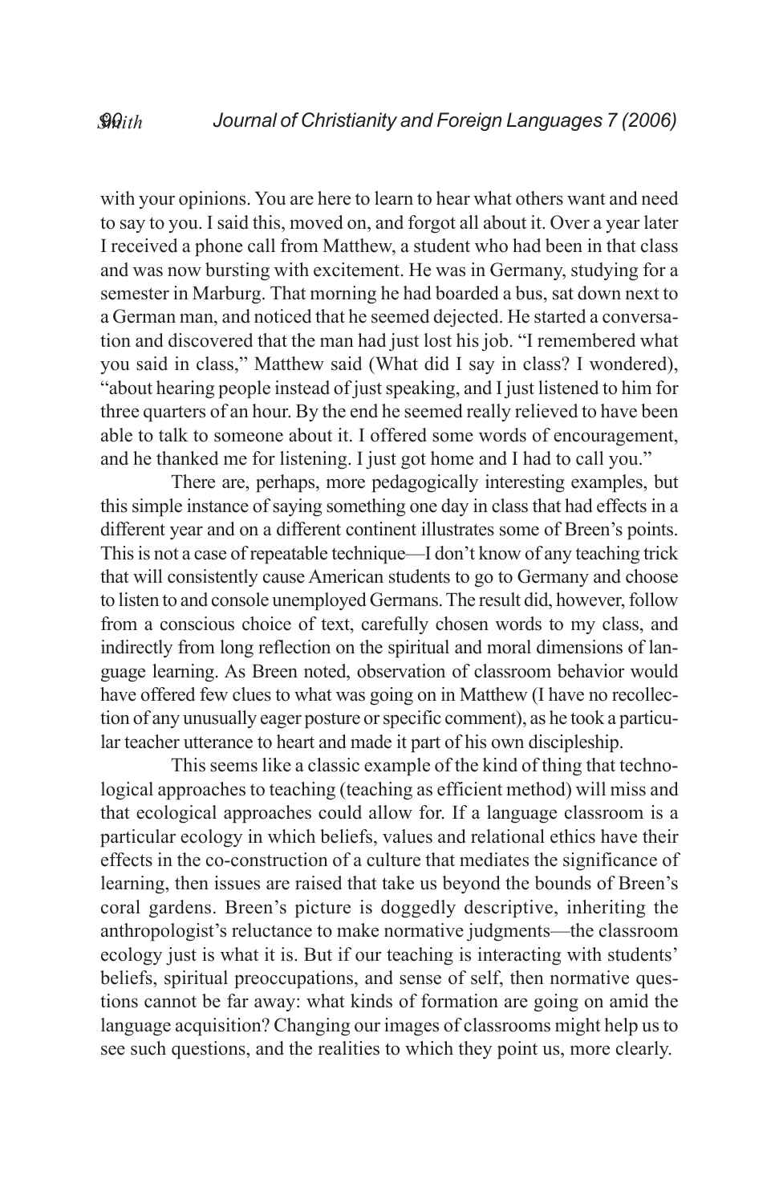with your opinions. You are here to learn to hear what others want and need to say to you. I said this, moved on, and forgot all about it. Over a year later I received a phone call from Matthew, a student who had been in that class and was now bursting with excitement. He was in Germany, studying for a semester in Marburg. That morning he had boarded a bus, sat down next to a German man, and noticed that he seemed dejected. He started a conversation and discovered that the man had just lost his job. "I remembered what you said in class," Matthew said (What did I say in class? I wondered), "about hearing people instead of just speaking, and I just listened to him for three quarters of an hour. By the end he seemed really relieved to have been able to talk to someone about it. I offered some words of encouragement, and he thanked me for listening. I just got home and I had to call you."

There are, perhaps, more pedagogically interesting examples, but this simple instance of saying something one day in class that had effects in a different year and on a different continent illustrates some of Breen's points. This is not a case of repeatable technique—I don't know of any teaching trick that will consistently cause American students to go to Germany and choose to listen to and console unemployed Germans. The result did, however, follow from a conscious choice of text, carefully chosen words to my class, and indirectly from long reflection on the spiritual and moral dimensions of language learning. As Breen noted, observation of classroom behavior would have offered few clues to what was going on in Matthew (I have no recollection of any unusually eager posture or specific comment), as he took a particular teacher utterance to heart and made it part of his own discipleship.

This seems like a classic example of the kind of thing that technological approaches to teaching (teaching as efficient method) will miss and that ecological approaches could allow for. If a language classroom is a particular ecology in which beliefs, values and relational ethics have their effects in the co-construction of a culture that mediates the significance of learning, then issues are raised that take us beyond the bounds of Breen's coral gardens. Breen's picture is doggedly descriptive, inheriting the anthropologist's reluctance to make normative judgments—the classroom ecology just is what it is. But if our teaching is interacting with students' beliefs, spiritual preoccupations, and sense of self, then normative questions cannot be far away: what kinds of formation are going on amid the language acquisition? Changing our images of classrooms might help us to see such questions, and the realities to which they point us, more clearly.